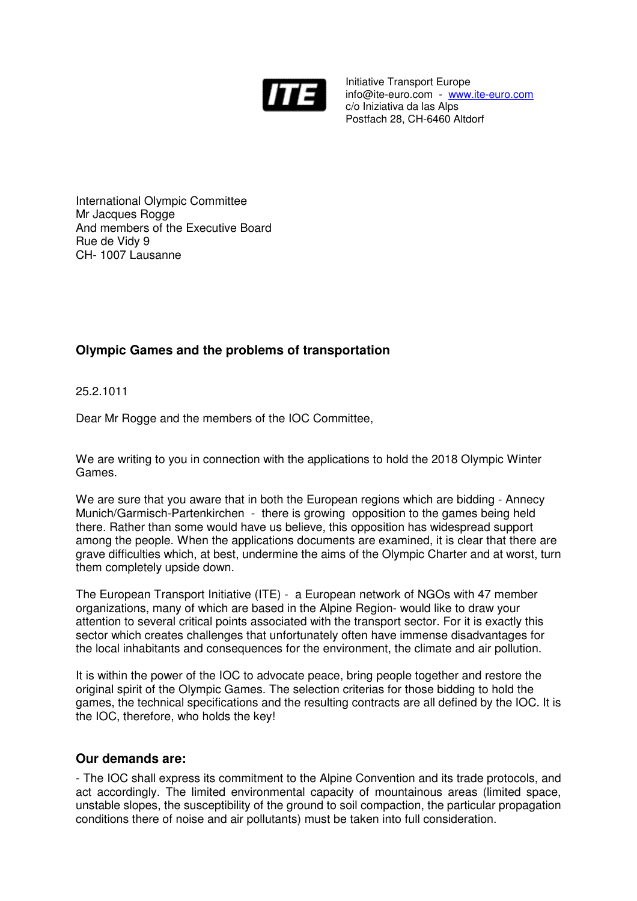ITE

Initiative Transport Europe
info@ite-euro.com - www.ite-euro.com
c/o Iniziativa da las Alps
Postfach 28, CH-6460 Altdorf

International Olympic Committee
Mr Jacques Rogge
And members of the Executive Board
Rue de Vidy 9
CH- 1007 Lausanne

**Olympic Games and the problems of transportation**

25.2.1011

Dear Mr Rogge and the members of the IOC Committee,

We are writing to you in connection with the applications to hold the 2018 Olympic Winter Games.

We are sure that you aware that in both the European regions which are bidding - Annecy Munich/Garmisch-Partenkirchen - there is growing opposition to the games being held there. Rather than some would have us believe, this opposition has widespread support among the people. When the applications documents are examined, it is clear that there are grave difficulties which, at best, undermine the aims of the Olympic Charter and at worst, turn them completely upside down.

The European Transport Initiative (ITE) - a European network of NGOs with 47 member organizations, many of which are based in the Alpine Region- would like to draw your attention to several critical points associated with the transport sector. For it is exactly this sector which creates challenges that unfortunately often have immense disadvantages for the local inhabitants and consequences for the environment, the climate and air pollution.

It is within the power of the IOC to advocate peace, bring people together and restore the original spirit of the Olympic Games. The selection criterias for those bidding to hold the games, the technical specifications and the resulting contracts are all defined by the IOC. It is the IOC, therefore, who holds the key!

## Our demands are:

- The IOC shall express its commitment to the Alpine Convention and its trade protocols, and act accordingly. The limited environmental capacity of mountainous areas (limited space, unstable slopes, the susceptibility of the ground to soil compaction, the particular propagation conditions there of noise and air pollutants) must be taken into full consideration.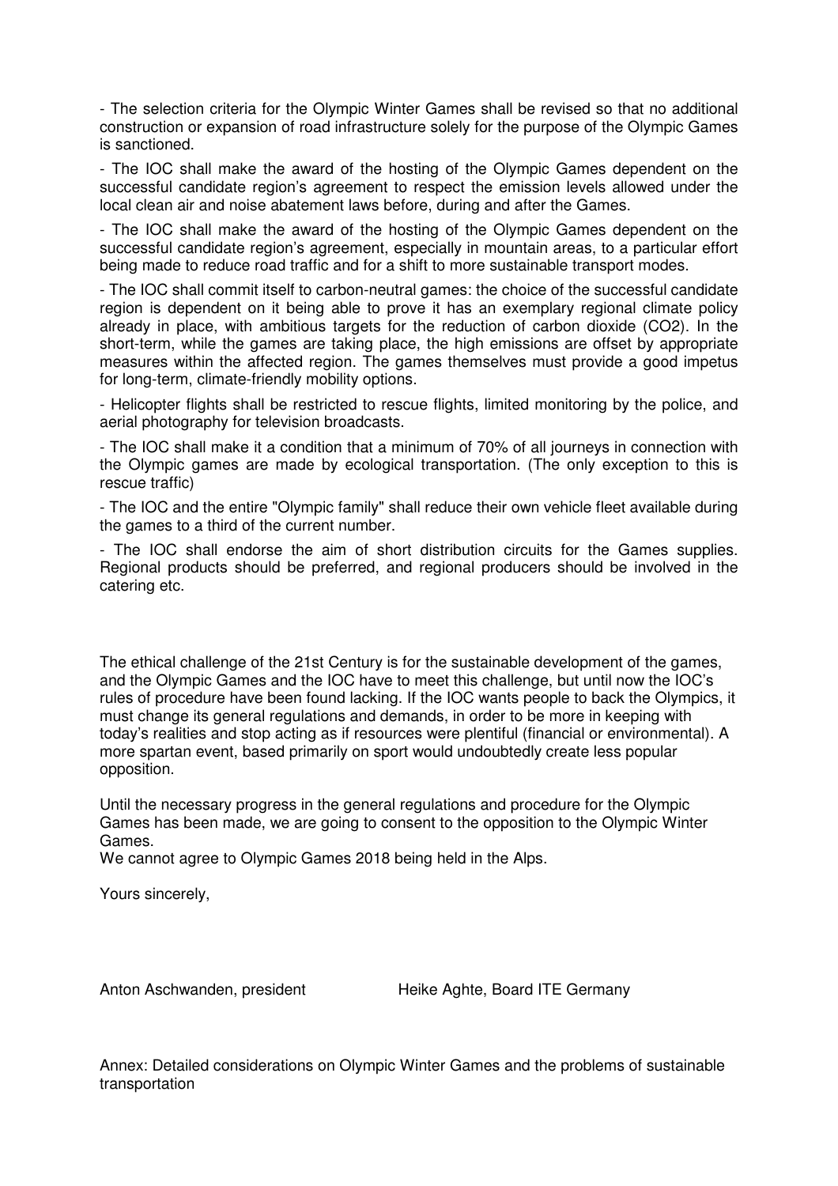- The selection criteria for the Olympic Winter Games shall be revised so that no additional construction or expansion of road infrastructure solely for the purpose of the Olympic Games is sanctioned.

- The IOC shall make the award of the hosting of the Olympic Games dependent on the successful candidate region's agreement to respect the emission levels allowed under the local clean air and noise abatement laws before, during and after the Games.

- The IOC shall make the award of the hosting of the Olympic Games dependent on the successful candidate region's agreement, especially in mountain areas, to a particular effort being made to reduce road traffic and for a shift to more sustainable transport modes.

- The IOC shall commit itself to carbon-neutral games: the choice of the successful candidate region is dependent on it being able to prove it has an exemplary regional climate policy already in place, with ambitious targets for the reduction of carbon dioxide ($CO_2$). In the short-term, while the games are taking place, the high emissions are offset by appropriate measures within the affected region. The games themselves must provide a good impetus for long-term, climate-friendly mobility options.

- Helicopter flights shall be restricted to rescue flights, limited monitoring by the police, and aerial photography for television broadcasts.

- The IOC shall make it a condition that a minimum of 70% of all journeys in connection with the Olympic games are made by ecological transportation. (The only exception to this is rescue traffic)

- The IOC and the entire "Olympic family" shall reduce their own vehicle fleet available during the games to a third of the current number.

- The IOC shall endorse the aim of short distribution circuits for the Games supplies. Regional products should be preferred, and regional producers should be involved in the catering etc.

The ethical challenge of the 21st Century is for the sustainable development of the games, and the Olympic Games and the IOC have to meet this challenge, but until now the IOC's rules of procedure have been found lacking. If the IOC wants people to back the Olympics, it must change its general regulations and demands, in order to be more in keeping with today's realities and stop acting as if resources were plentiful (financial or environmental). A more spartan event, based primarily on sport would undoubtedly create less popular opposition.

Until the necessary progress in the general regulations and procedure for the Olympic Games has been made, we are going to consent to the opposition to the Olympic Winter Games.
We cannot agree to Olympic Games 2018 being held in the Alps.

Yours sincerely,

Anton Aschwanden, president     Heike Aghte, Board ITE Germany

Annex: Detailed considerations on Olympic Winter Games and the problems of sustainable transportation